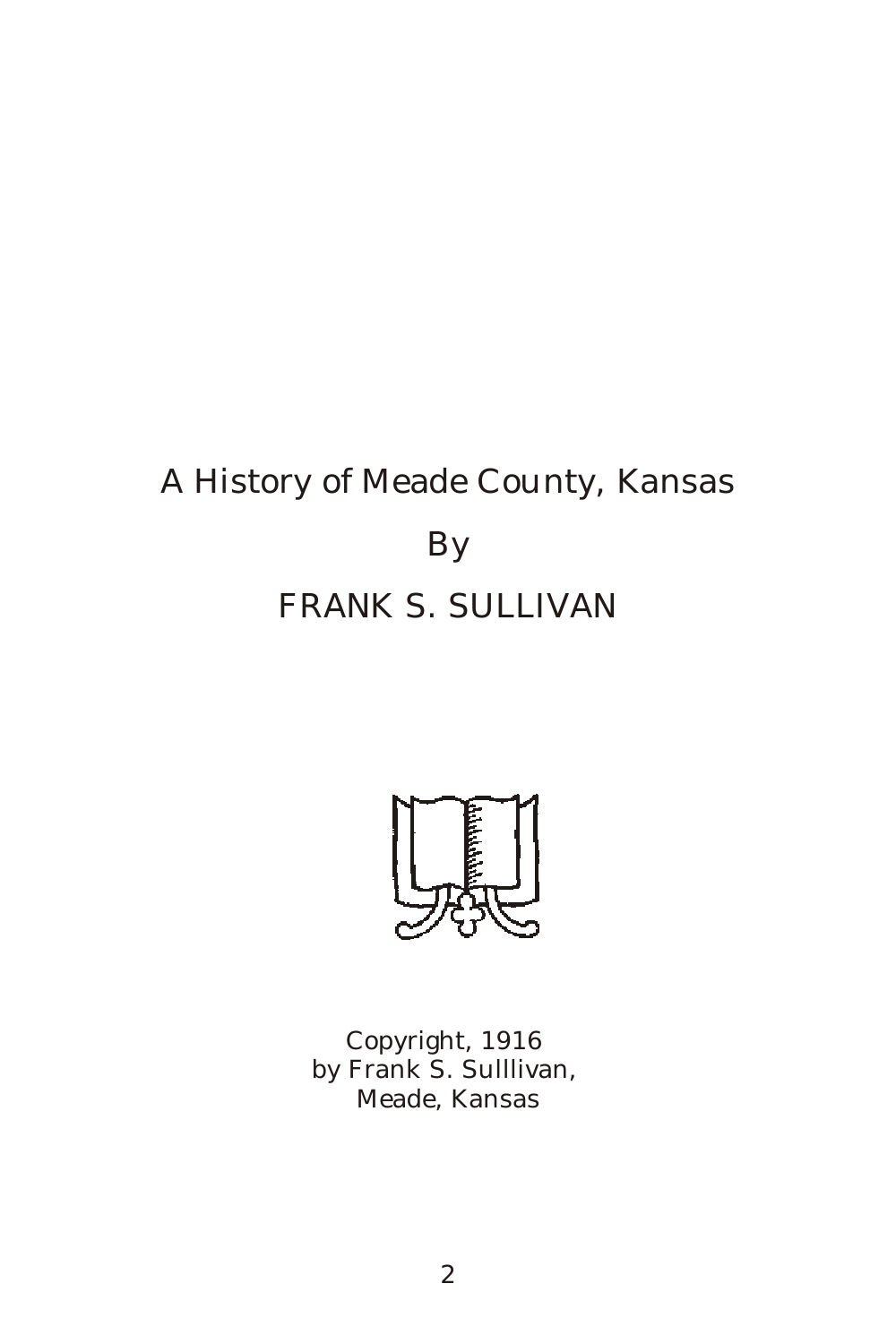# A History of Meade County, Kansas

By

## FRANK S. SULLIVAN

Copyright, 1916
by Frank S. Sulllivan,
Meade, Kansas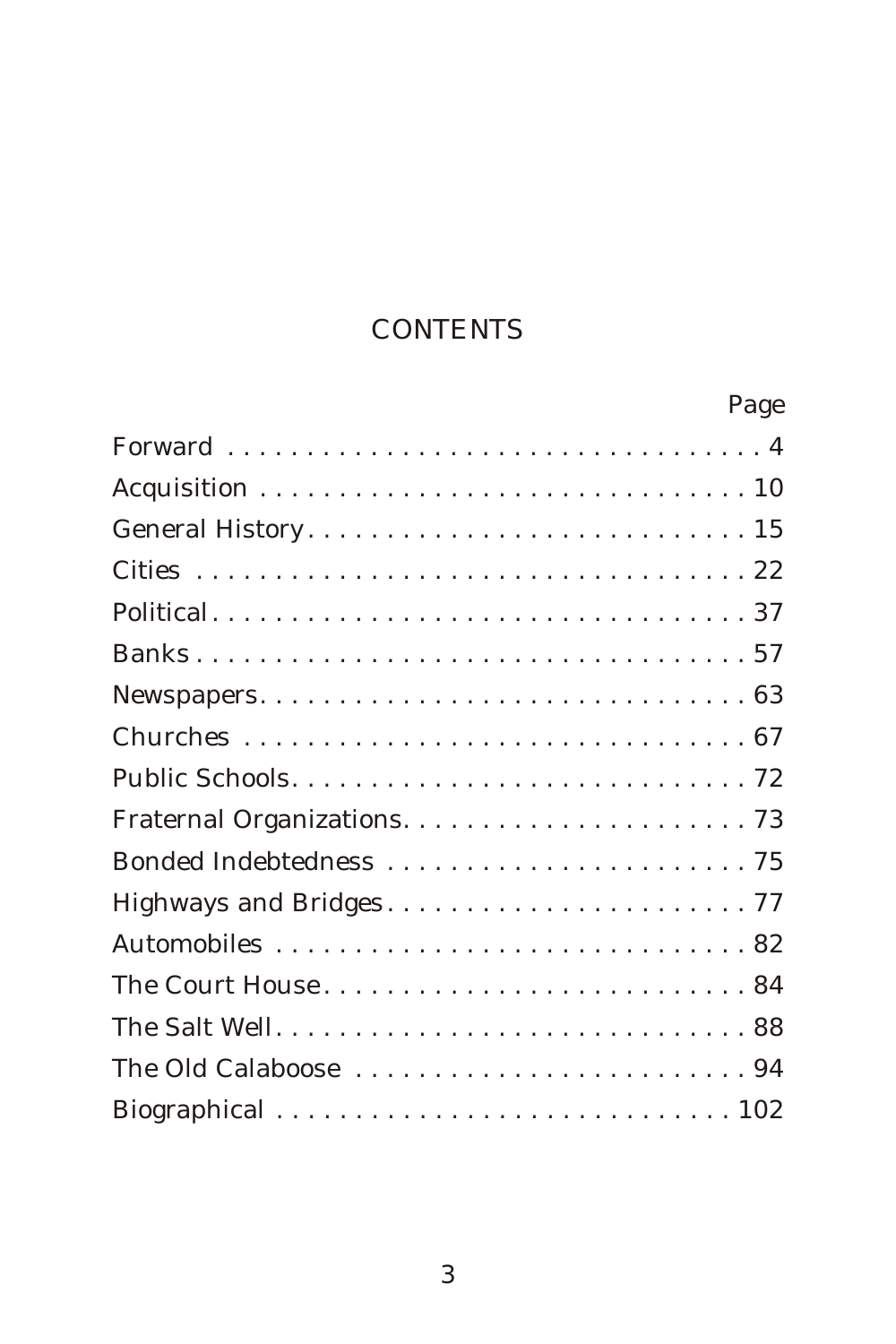# CONTENTS

| | Page |
|---|---|
| Forward | 4 |
| Acquisition | 10 |
| General History | 15 |
| Cities | 22 |
| Political | 37 |
| Banks | 57 |
| Newspapers | 63 |
| Churches | 67 |
| Public Schools | 72 |
| Fraternal Organizations | 73 |
| Bonded Indebtedness | 75 |
| Highways and Bridges | 77 |
| Automobiles | 82 |
| The Court House | 84 |
| The Salt Well | 88 |
| The Old Calaboose | 94 |
| Biographical | 102 |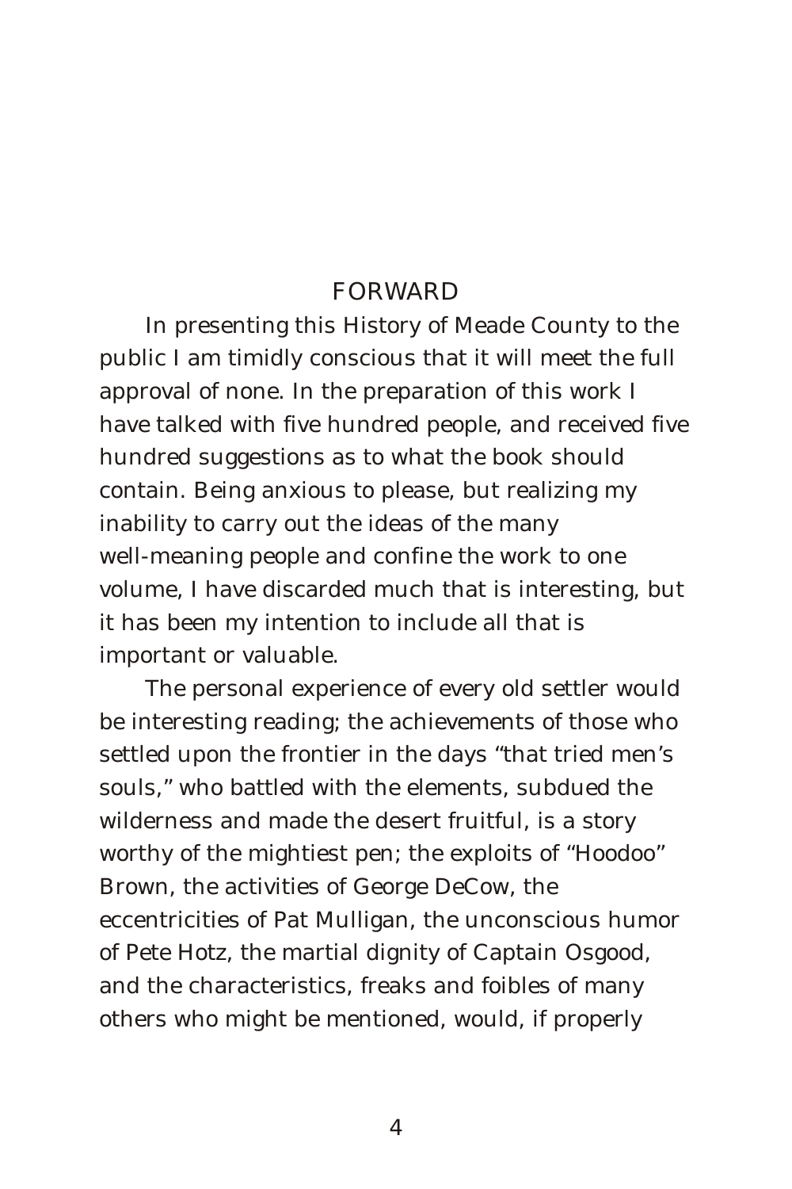# FORWARD

In presenting this History of Meade County to the public I am timidly conscious that it will meet the full approval of none. In the preparation of this work I have talked with five hundred people, and received five hundred suggestions as to what the book should contain. Being anxious to please, but realizing my inability to carry out the ideas of the many well-meaning people and confine the work to one volume, I have discarded much that is interesting, but it has been my intention to include all that is important or valuable.

The personal experience of every old settler would be interesting reading; the achievements of those who settled upon the frontier in the days "that tried men's souls," who battled with the elements, subdued the wilderness and made the desert fruitful, is a story worthy of the mightiest pen; the exploits of "Hoodoo" Brown, the activities of George DeCow, the eccentricities of Pat Mulligan, the unconscious humor of Pete Hotz, the martial dignity of Captain Osgood, and the characteristics, freaks and foibles of many others who might be mentioned, would, if properly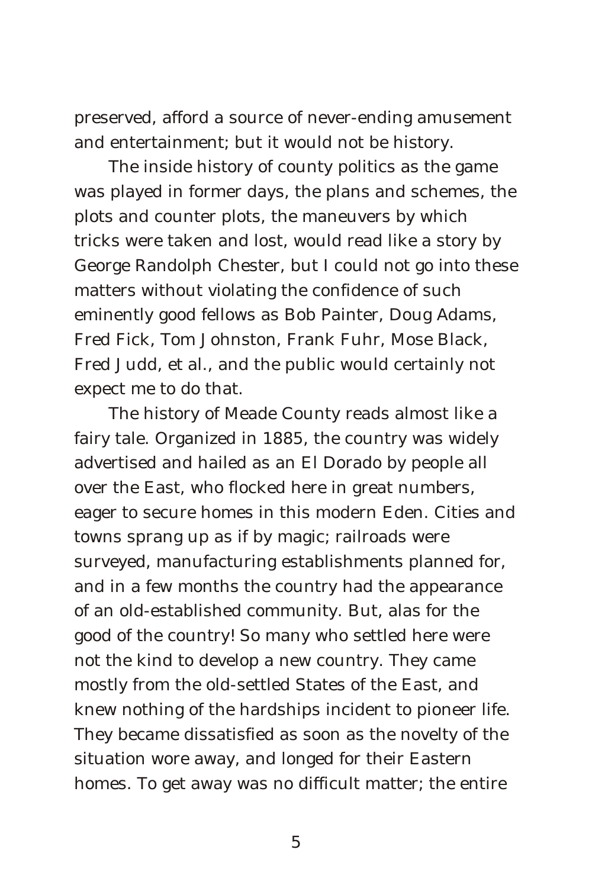preserved, afford a source of never-ending amusement and entertainment; but it would not be history.

The inside history of county politics as the game was played in former days, the plans and schemes, the plots and counter plots, the maneuvers by which tricks were taken and lost, would read like a story by George Randolph Chester, but I could not go into these matters without violating the confidence of such eminently good fellows as Bob Painter, Doug Adams, Fred Fick, Tom Johnston, Frank Fuhr, Mose Black, Fred Judd, et al., and the public would certainly not expect me to do that.

The history of Meade County reads almost like a fairy tale. Organized in 1885, the country was widely advertised and hailed as an El Dorado by people all over the East, who flocked here in great numbers, eager to secure homes in this modern Eden. Cities and towns sprang up as if by magic; railroads were surveyed, manufacturing establishments planned for, and in a few months the country had the appearance of an old-established community. But, alas for the good of the country! So many who settled here were not the kind to develop a new country. They came mostly from the old-settled States of the East, and knew nothing of the hardships incident to pioneer life. They became dissatisfied as soon as the novelty of the situation wore away, and longed for their Eastern homes. To get away was no difficult matter; the entire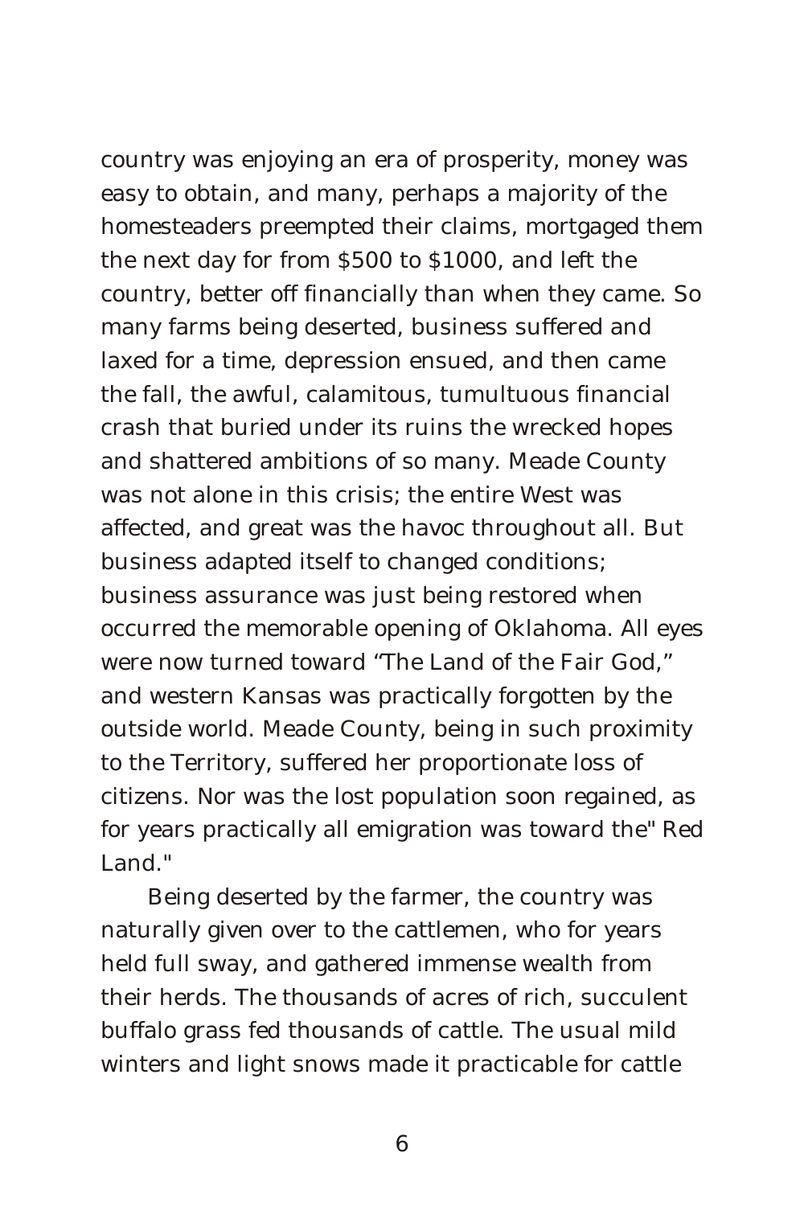country was enjoying an era of prosperity, money was easy to obtain, and many, perhaps a majority of the homesteaders preempted their claims, mortgaged them the next day for from $500 to $1000, and left the country, better off financially than when they came. So many farms being deserted, business suffered and laxed for a time, depression ensued, and then came the fall, the awful, calamitous, tumultuous financial crash that buried under its ruins the wrecked hopes and shattered ambitions of so many. Meade County was not alone in this crisis; the entire West was affected, and great was the havoc throughout all. But business adapted itself to changed conditions; business assurance was just being restored when occurred the memorable opening of Oklahoma. All eyes were now turned toward "The Land of the Fair God," and western Kansas was practically forgotten by the outside world. Meade County, being in such proximity to the Territory, suffered her proportionate loss of citizens. Nor was the lost population soon regained, as for years practically all emigration was toward the" Red Land."

Being deserted by the farmer, the country was naturally given over to the cattlemen, who for years held full sway, and gathered immense wealth from their herds. The thousands of acres of rich, succulent buffalo grass fed thousands of cattle. The usual mild winters and light snows made it practicable for cattle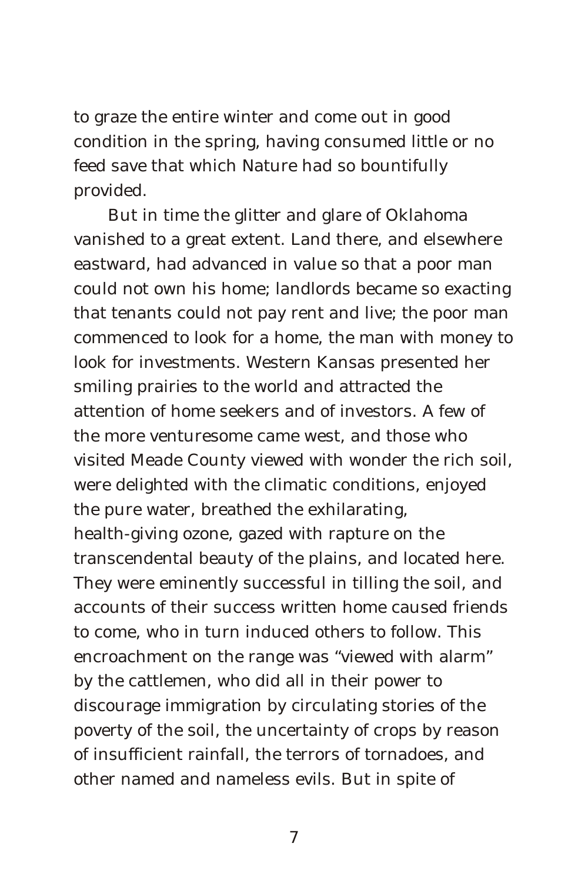to graze the entire winter and come out in good condition in the spring, having consumed little or no feed save that which Nature had so bountifully provided.

But in time the glitter and glare of Oklahoma vanished to a great extent. Land there, and elsewhere eastward, had advanced in value so that a poor man could not own his home; landlords became so exacting that tenants could not pay rent and live; the poor man commenced to look for a home, the man with money to look for investments. Western Kansas presented her smiling prairies to the world and attracted the attention of home seekers and of investors. A few of the more venturesome came west, and those who visited Meade County viewed with wonder the rich soil, were delighted with the climatic conditions, enjoyed the pure water, breathed the exhilarating, health-giving ozone, gazed with rapture on the transcendental beauty of the plains, and located here. They were eminently successful in tilling the soil, and accounts of their success written home caused friends to come, who in turn induced others to follow. This encroachment on the range was "viewed with alarm" by the cattlemen, who did all in their power to discourage immigration by circulating stories of the poverty of the soil, the uncertainty of crops by reason of insufficient rainfall, the terrors of tornadoes, and other named and nameless evils. But in spite of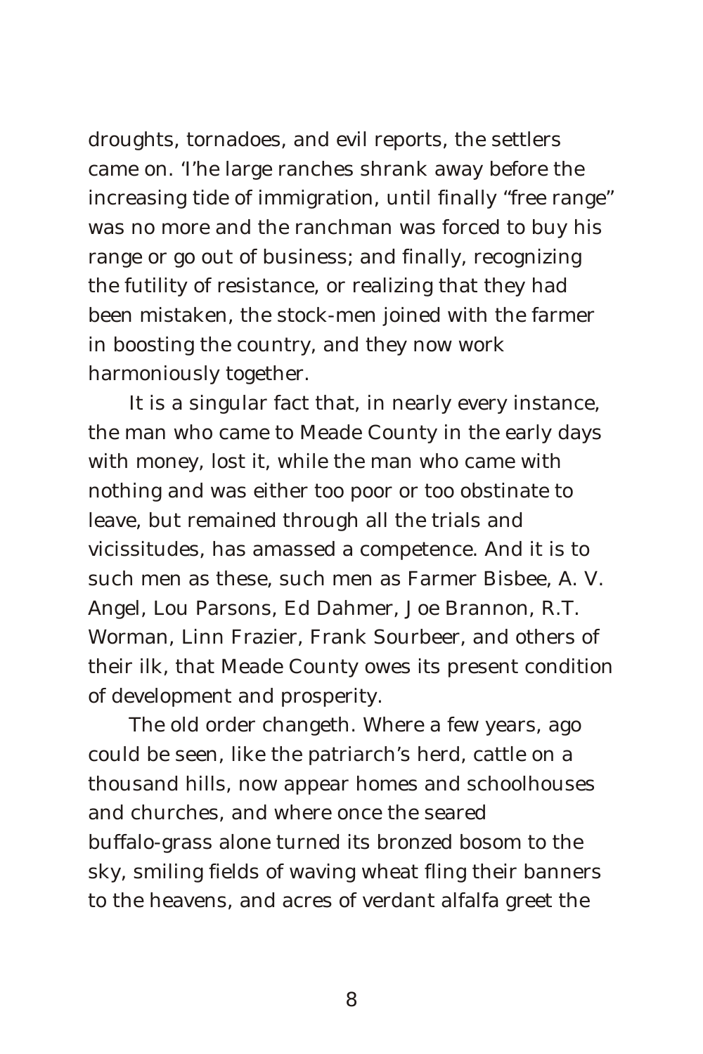droughts, tornadoes, and evil reports, the settlers came on. 'I'he large ranches shrank away before the increasing tide of immigration, until finally "free range" was no more and the ranchman was forced to buy his range or go out of business; and finally, recognizing the futility of resistance, or realizing that they had been mistaken, the stock-men joined with the farmer in boosting the country, and they now work harmoniously together.

It is a singular fact that, in nearly every instance, the man who came to Meade County in the early days with money, lost it, while the man who came with nothing and was either too poor or too obstinate to leave, but remained through all the trials and vicissitudes, has amassed a competence. And it is to such men as these, such men as Farmer Bisbee, A. V. Angel, Lou Parsons, Ed Dahmer, Joe Brannon, R.T. Worman, Linn Frazier, Frank Sourbeer, and others of their ilk, that Meade County owes its present condition of development and prosperity.

The old order changeth. Where a few years, ago could be seen, like the patriarch's herd, cattle on a thousand hills, now appear homes and schoolhouses and churches, and where once the seared buffalo-grass alone turned its bronzed bosom to the sky, smiling fields of waving wheat fling their banners to the heavens, and acres of verdant alfalfa greet the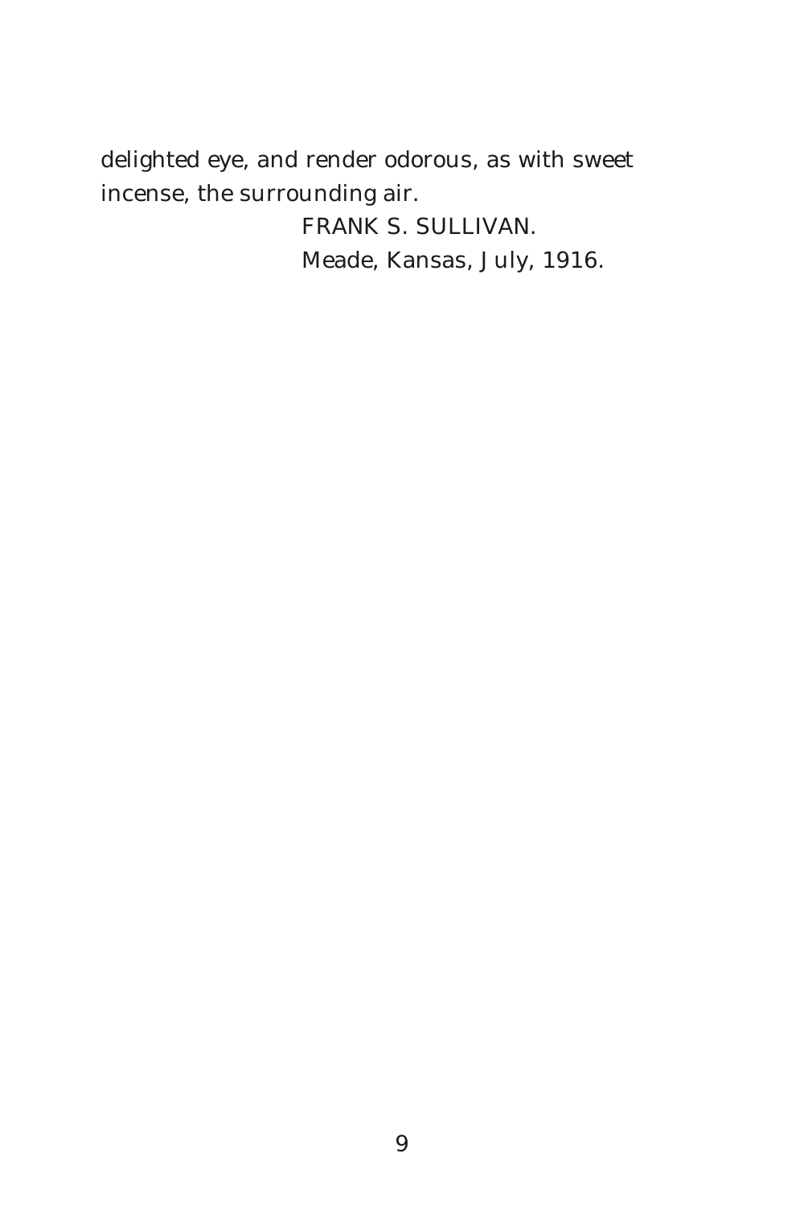delighted eye, and render odorous, as with sweet incense, the surrounding air.

FRANK S. SULLIVAN.

Meade, Kansas, July, 1916.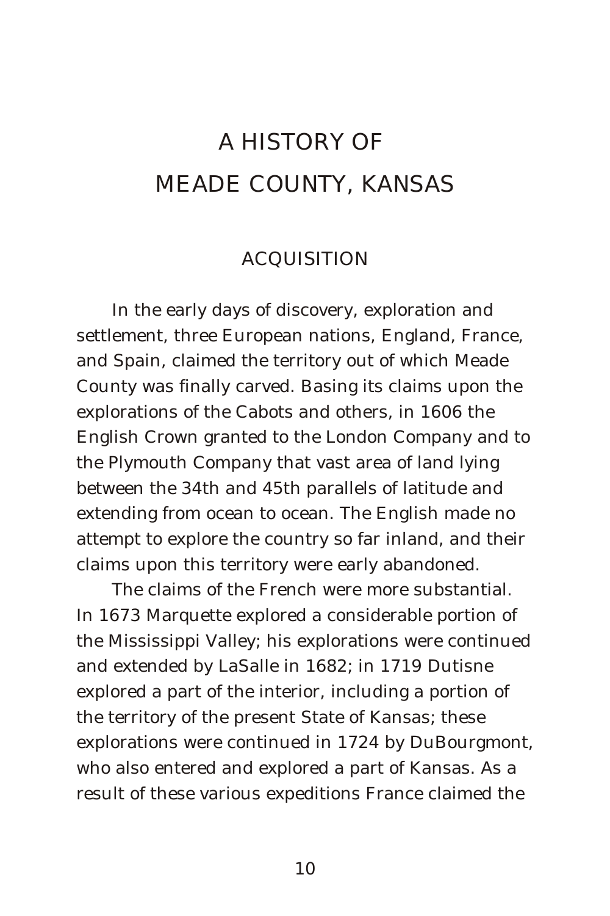# A HISTORY OF MEADE COUNTY, KANSAS

## ACQUISITION

In the early days of discovery, exploration and settlement, three European nations, England, France, and Spain, claimed the territory out of which Meade County was finally carved. Basing its claims upon the explorations of the Cabots and others, in 1606 the English Crown granted to the London Company and to the Plymouth Company that vast area of land lying between the 34th and 45th parallels of latitude and extending from ocean to ocean. The English made no attempt to explore the country so far inland, and their claims upon this territory were early abandoned.

The claims of the French were more substantial. In 1673 Marquette explored a considerable portion of the Mississippi Valley; his explorations were continued and extended by LaSalle in 1682; in 1719 Dutisne explored a part of the interior, including a portion of the territory of the present State of Kansas; these explorations were continued in 1724 by DuBourgmont, who also entered and explored a part of Kansas. As a result of these various expeditions France claimed the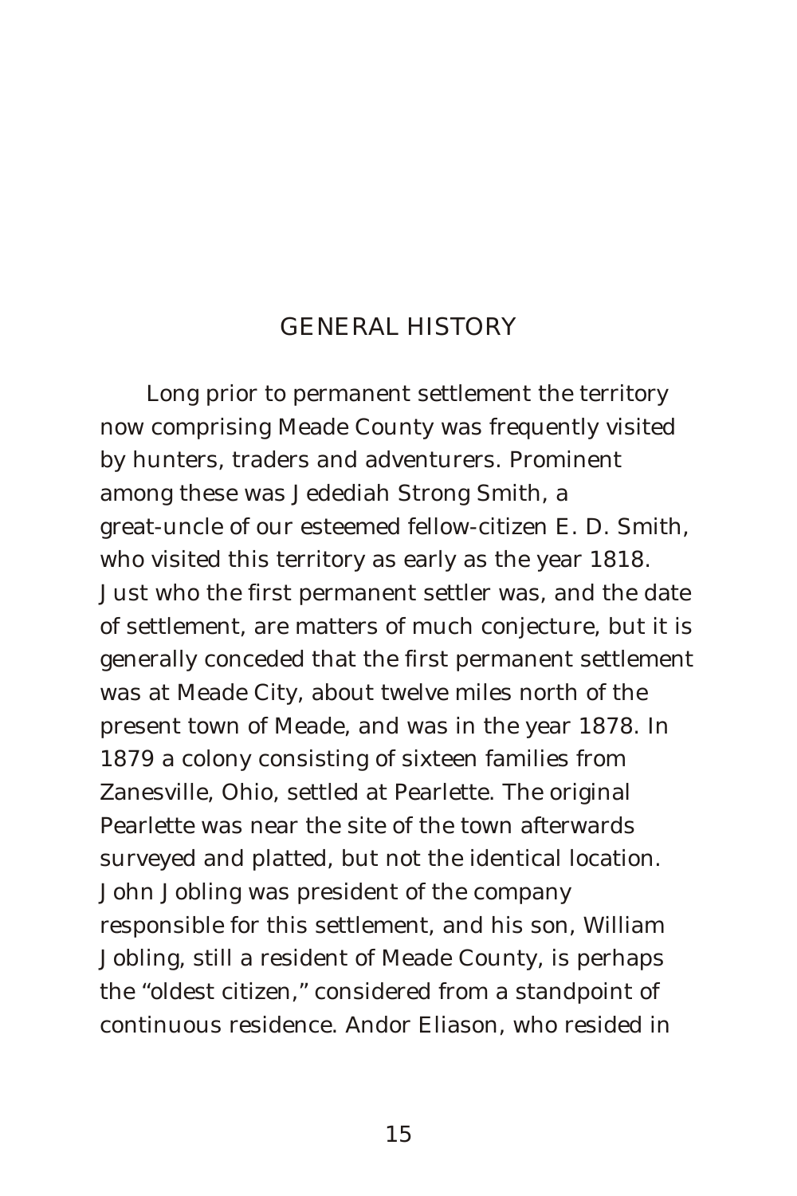# GENERAL HISTORY

Long prior to permanent settlement the territory now comprising Meade County was frequently visited by hunters, traders and adventurers. Prominent among these was Jedediah Strong Smith, a great-uncle of our esteemed fellow-citizen E. D. Smith, who visited this territory as early as the year 1818. Just who the first permanent settler was, and the date of settlement, are matters of much conjecture, but it is generally conceded that the first permanent settlement was at Meade City, about twelve miles north of the present town of Meade, and was in the year 1878. In 1879 a colony consisting of sixteen families from Zanesville, Ohio, settled at Pearlette. The original Pearlette was near the site of the town afterwards surveyed and platted, but not the identical location. John Jobling was president of the company responsible for this settlement, and his son, William Jobling, still a resident of Meade County, is perhaps the "oldest citizen," considered from a standpoint of continuous residence. Andor Eliason, who resided in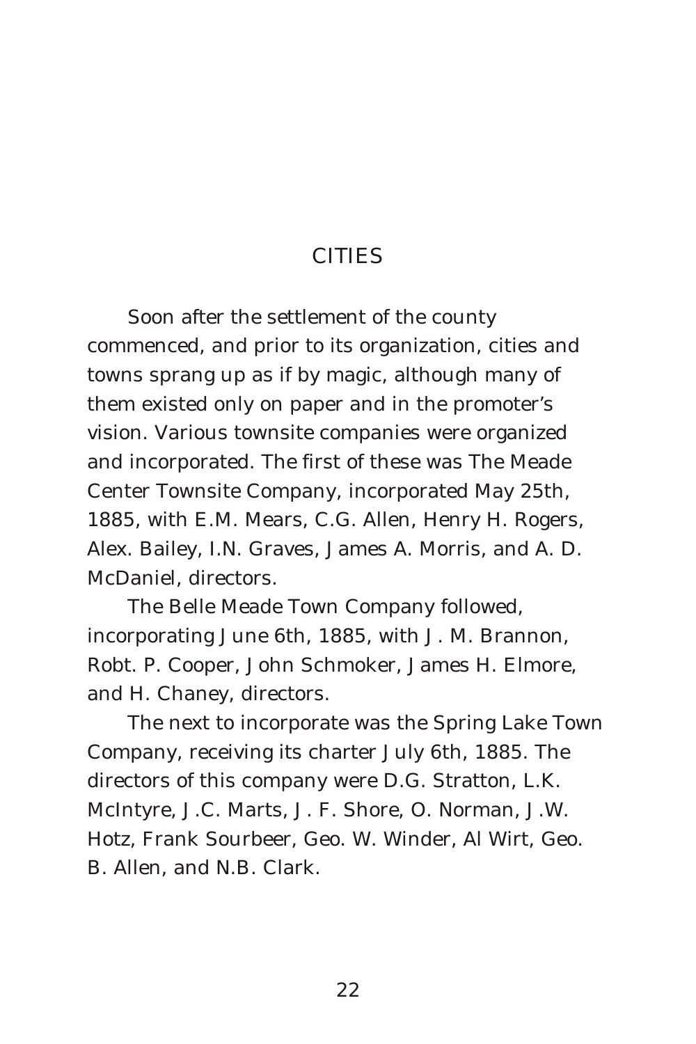# CITIES

Soon after the settlement of the county commenced, and prior to its organization, cities and towns sprang up as if by magic, although many of them existed only on paper and in the promoter's vision. Various townsite companies were organized and incorporated. The first of these was The Meade Center Townsite Company, incorporated May 25th, 1885, with E.M. Mears, C.G. Allen, Henry H. Rogers, Alex. Bailey, I.N. Graves, James A. Morris, and A. D. McDaniel, directors.

The Belle Meade Town Company followed, incorporating June 6th, 1885, with J. M. Brannon, Robt. P. Cooper, John Schmoker, James H. Elmore, and H. Chaney, directors.

The next to incorporate was the Spring Lake Town Company, receiving its charter July 6th, 1885. The directors of this company were D.G. Stratton, L.K. McIntyre, J.C. Marts, J. F. Shore, O. Norman, J.W. Hotz, Frank Sourbeer, Geo. W. Winder, Al Wirt, Geo. B. Allen, and N.B. Clark.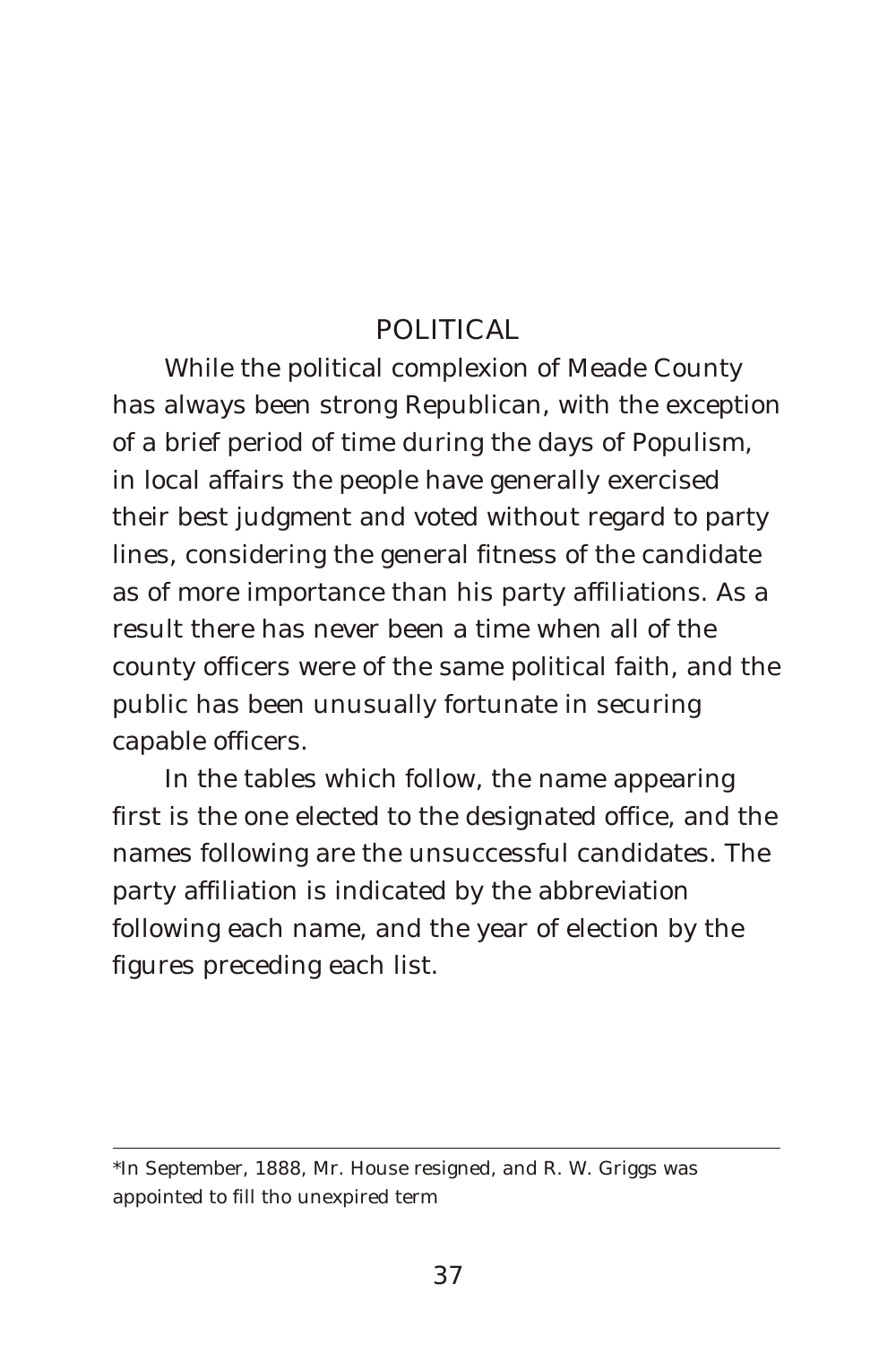## POLITICAL

While the political complexion of Meade County has always been strong Republican, with the exception of a brief period of time during the days of Populism, in local affairs the people have generally exercised their best judgment and voted without regard to party lines, considering the general fitness of the candidate as of more importance than his party affiliations. As a result there has never been a time when all of the county officers were of the same political faith, and the public has been unusually fortunate in securing capable officers.

In the tables which follow, the name appearing first is the one elected to the designated office, and the names following are the unsuccessful candidates. The party affiliation is indicated by the abbreviation following each name, and the year of election by the figures preceding each list.

---

*In September, 1888, Mr. House resigned, and R. W. Griggs was appointed to fill tho unexpired term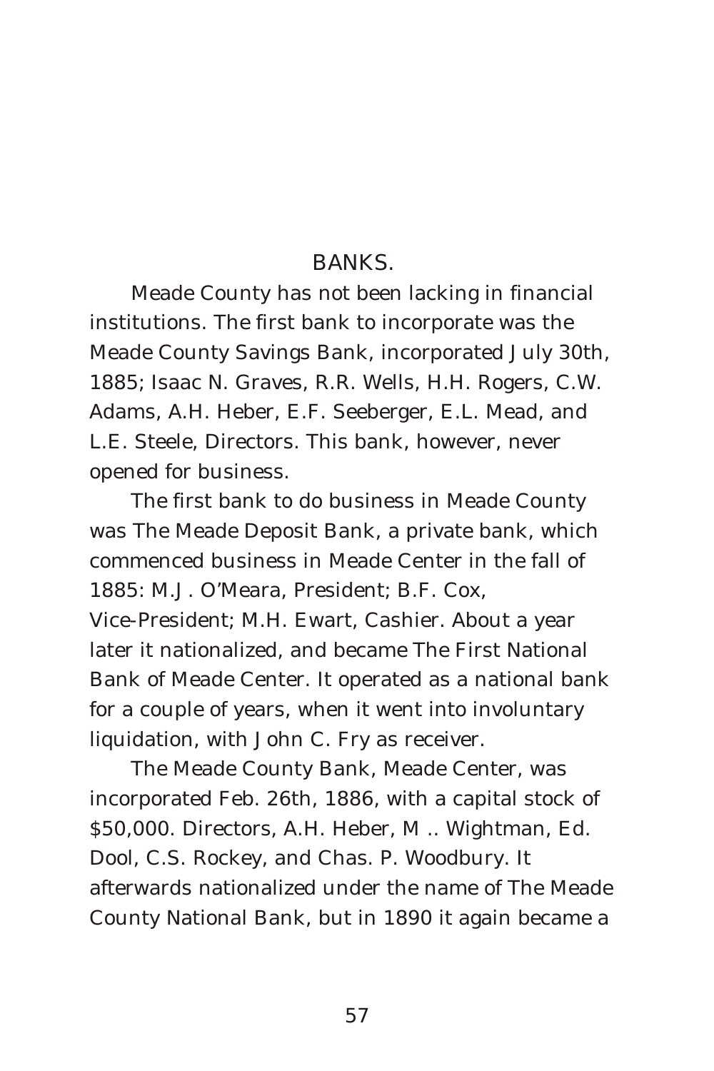## BANKS.

Meade County has not been lacking in financial institutions. The first bank to incorporate was the Meade County Savings Bank, incorporated July 30th, 1885; Isaac N. Graves, R.R. Wells, H.H. Rogers, C.W. Adams, A.H. Heber, E.F. Seeberger, E.L. Mead, and L.E. Steele, Directors. This bank, however, never opened for business.

The first bank to do business in Meade County was The Meade Deposit Bank, a private bank, which commenced business in Meade Center in the fall of 1885: M.J. O'Meara, President; B.F. Cox, Vice-President; M.H. Ewart, Cashier. About a year later it nationalized, and became The First National Bank of Meade Center. It operated as a national bank for a couple of years, when it went into involuntary liquidation, with John C. Fry as receiver.

The Meade County Bank, Meade Center, was incorporated Feb. 26th, 1886, with a capital stock of $50,000. Directors, A.H. Heber, M .. Wightman, Ed. Dool, C.S. Rockey, and Chas. P. Woodbury. It afterwards nationalized under the name of The Meade County National Bank, but in 1890 it again became a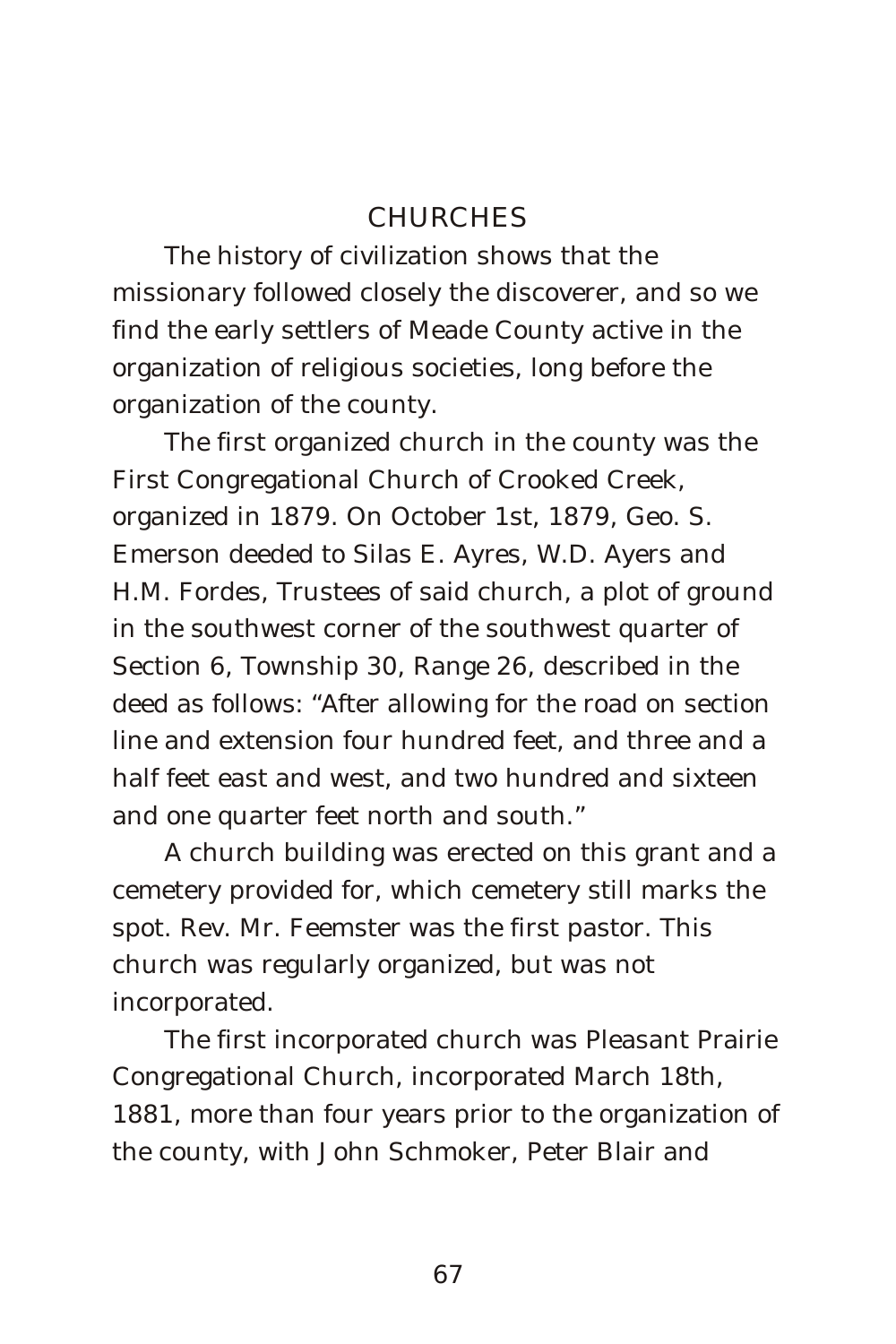## CHURCHES

The history of civilization shows that the missionary followed closely the discoverer, and so we find the early settlers of Meade County active in the organization of religious societies, long before the organization of the county.

The first organized church in the county was the First Congregational Church of Crooked Creek, organized in 1879. On October 1st, 1879, Geo. S. Emerson deeded to Silas E. Ayres, W.D. Ayers and H.M. Fordes, Trustees of said church, a plot of ground in the southwest corner of the southwest quarter of Section 6, Township 30, Range 26, described in the deed as follows: "After allowing for the road on section line and extension four hundred feet, and three and a half feet east and west, and two hundred and sixteen and one quarter feet north and south."

A church building was erected on this grant and a cemetery provided for, which cemetery still marks the spot. Rev. Mr. Feemster was the first pastor. This church was regularly organized, but was not incorporated.

The first incorporated church was Pleasant Prairie Congregational Church, incorporated March 18th, 1881, more than four years prior to the organization of the county, with John Schmoker, Peter Blair and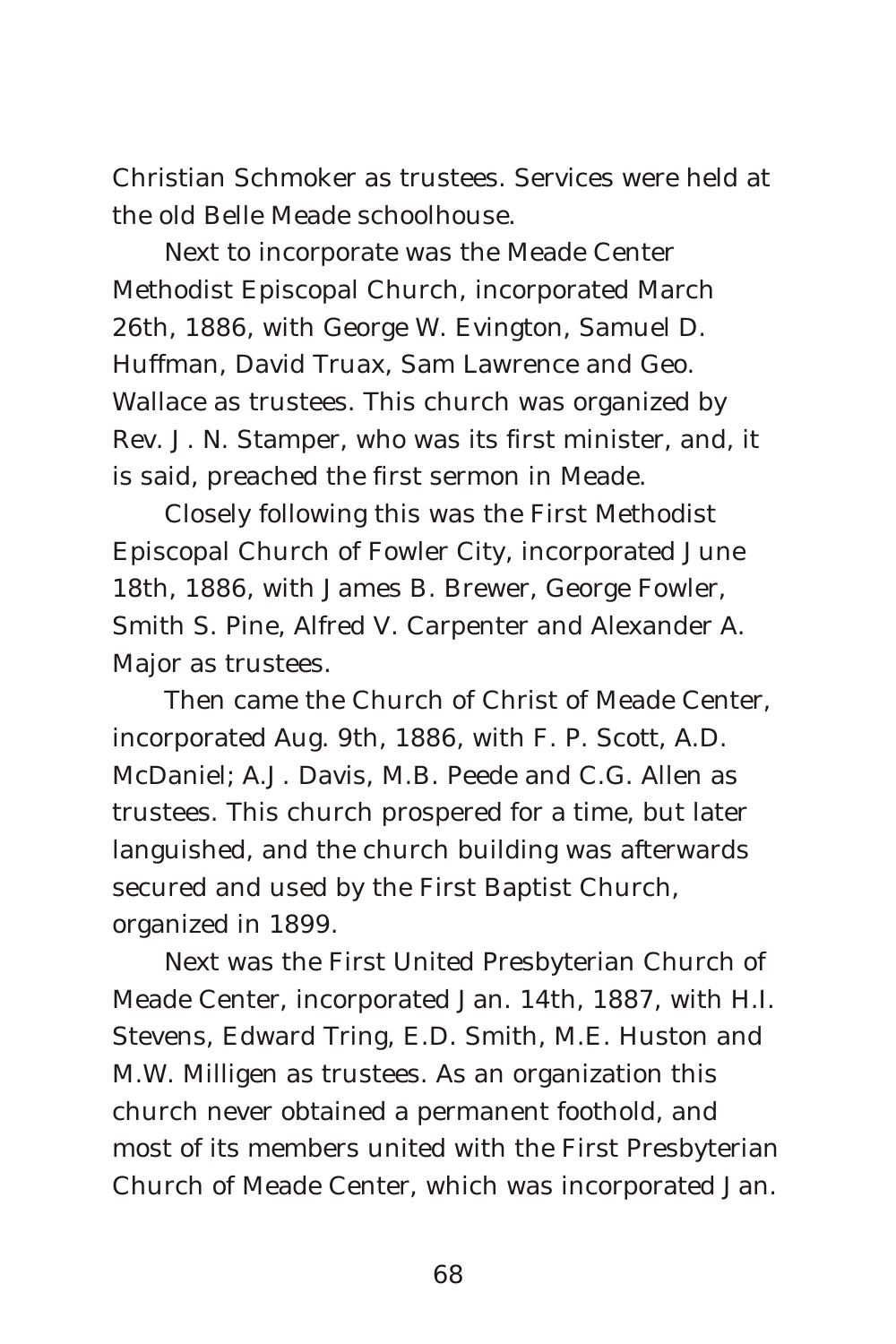Christian Schmoker as trustees. Services were held at the old Belle Meade schoolhouse.

Next to incorporate was the Meade Center Methodist Episcopal Church, incorporated March 26th, 1886, with George W. Evington, Samuel D. Huffman, David Truax, Sam Lawrence and Geo. Wallace as trustees. This church was organized by Rev. J. N. Stamper, who was its first minister, and, it is said, preached the first sermon in Meade.

Closely following this was the First Methodist Episcopal Church of Fowler City, incorporated June 18th, 1886, with James B. Brewer, George Fowler, Smith S. Pine, Alfred V. Carpenter and Alexander A. Major as trustees.

Then came the Church of Christ of Meade Center, incorporated Aug. 9th, 1886, with F. P. Scott, A.D. McDaniel; A.J. Davis, M.B. Peede and C.G. Allen as trustees. This church prospered for a time, but later languished, and the church building was afterwards secured and used by the First Baptist Church, organized in 1899.

Next was the First United Presbyterian Church of Meade Center, incorporated Jan. 14th, 1887, with H.I. Stevens, Edward Tring, E.D. Smith, M.E. Huston and M.W. Milligen as trustees. As an organization this church never obtained a permanent foothold, and most of its members united with the First Presbyterian Church of Meade Center, which was incorporated Jan.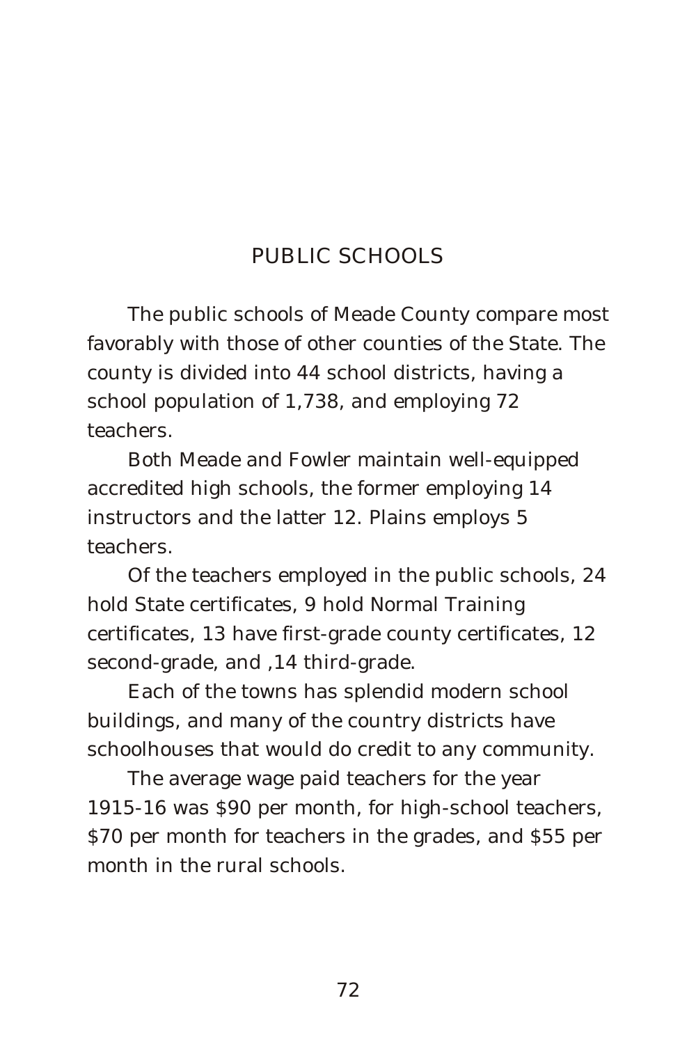## PUBLIC SCHOOLS

The public schools of Meade County compare most favorably with those of other counties of the State. The county is divided into 44 school districts, having a school population of 1,738, and employing 72 teachers.

Both Meade and Fowler maintain well-equipped accredited high schools, the former employing 14 instructors and the latter 12. Plains employs 5 teachers.

Of the teachers employed in the public schools, 24 hold State certificates, 9 hold Normal Training certificates, 13 have first-grade county certificates, 12 second-grade, and ,14 third-grade.

Each of the towns has splendid modern school buildings, and many of the country districts have schoolhouses that would do credit to any community.

The average wage paid teachers for the year 1915-16 was $90 per month, for high-school teachers, $70 per month for teachers in the grades, and $55 per month in the rural schools.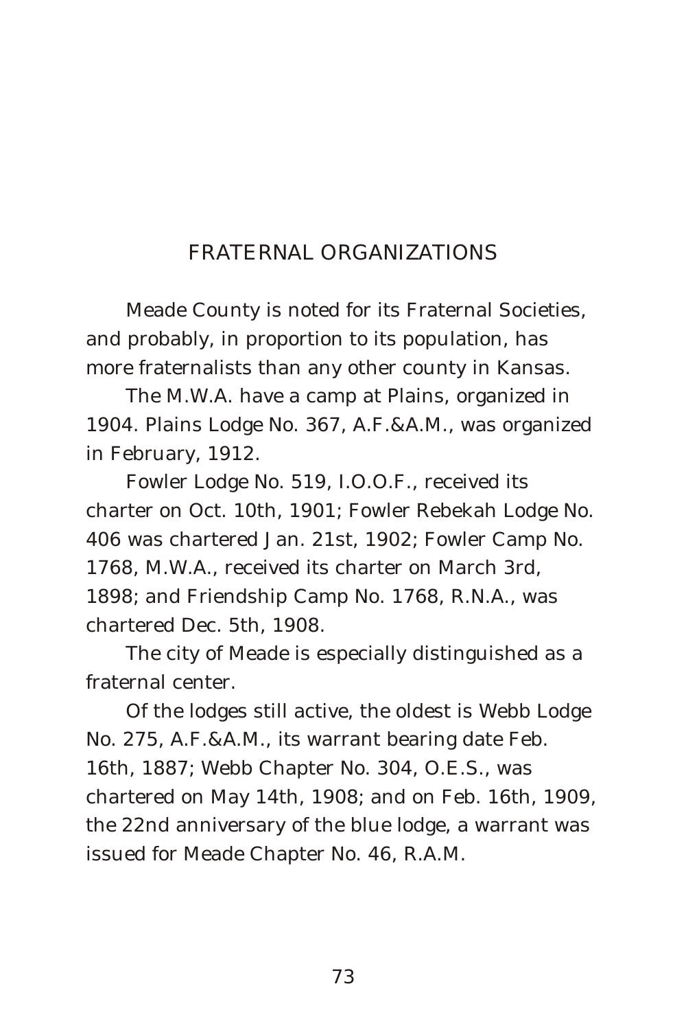## FRATERNAL ORGANIZATIONS

Meade County is noted for its Fraternal Societies, and probably, in proportion to its population, has more fraternalists than any other county in Kansas.

The M.W.A. have a camp at Plains, organized in 1904. Plains Lodge No. 367, A.F.&A.M., was organized in February, 1912.

Fowler Lodge No. 519, I.O.O.F., received its charter on Oct. 10th, 1901; Fowler Rebekah Lodge No. 406 was chartered Jan. 21st, 1902; Fowler Camp No. 1768, M.W.A., received its charter on March 3rd, 1898; and Friendship Camp No. 1768, R.N.A., was chartered Dec. 5th, 1908.

The city of Meade is especially distinguished as a fraternal center.

Of the lodges still active, the oldest is Webb Lodge No. 275, A.F.&A.M., its warrant bearing date Feb. 16th, 1887; Webb Chapter No. 304, O.E.S., was chartered on May 14th, 1908; and on Feb. 16th, 1909, the 22nd anniversary of the blue lodge, a warrant was issued for Meade Chapter No. 46, R.A.M.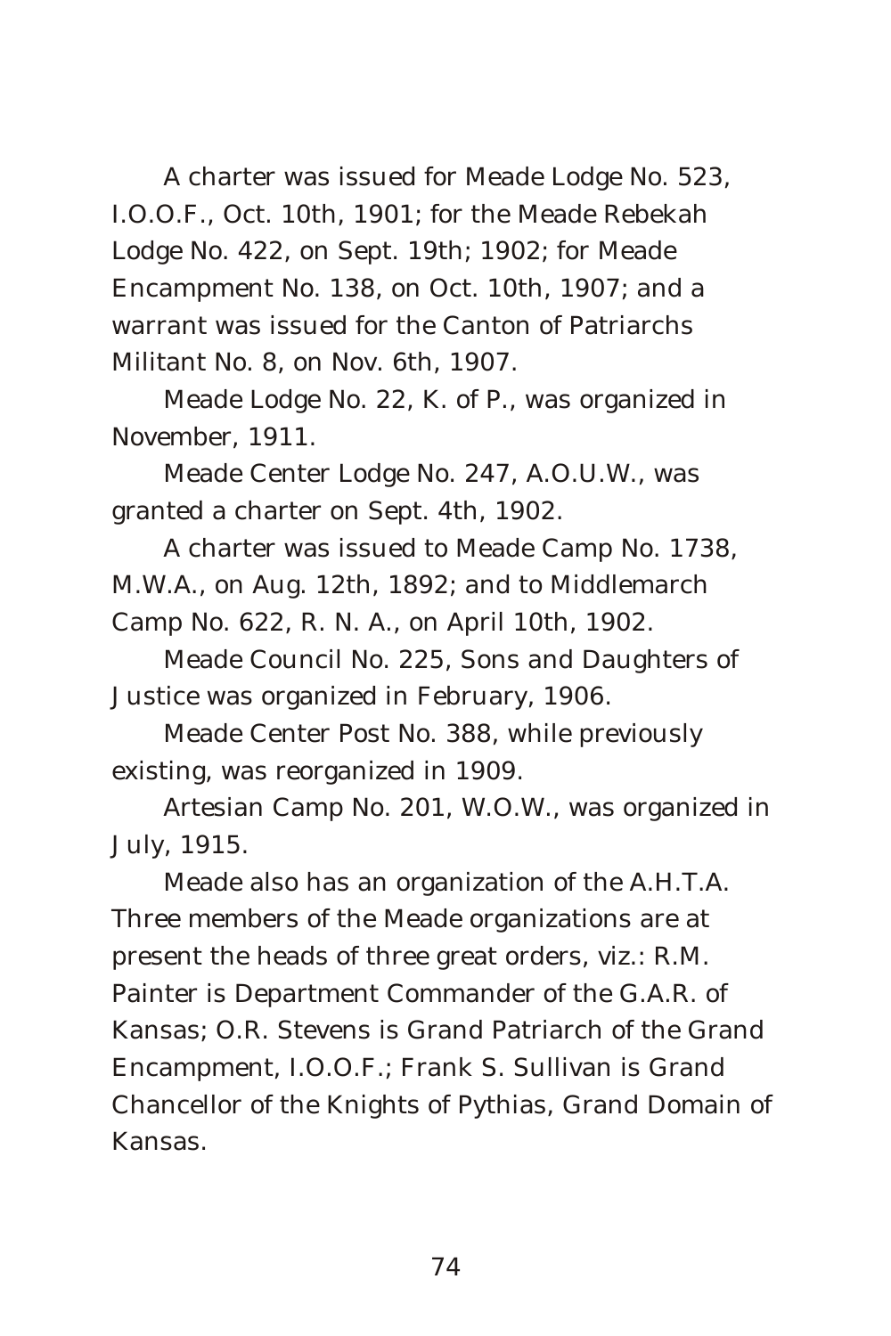A charter was issued for Meade Lodge No. 523, I.O.O.F., Oct. 10th, 1901; for the Meade Rebekah Lodge No. 422, on Sept. 19th; 1902; for Meade Encampment No. 138, on Oct. 10th, 1907; and a warrant was issued for the Canton of Patriarchs Militant No. 8, on Nov. 6th, 1907.

Meade Lodge No. 22, K. of P., was organized in November, 1911.

Meade Center Lodge No. 247, A.O.U.W., was granted a charter on Sept. 4th, 1902.

A charter was issued to Meade Camp No. 1738, M.W.A., on Aug. 12th, 1892; and to Middlemarch Camp No. 622, R. N. A., on April 10th, 1902.

Meade Council No. 225, Sons and Daughters of Justice was organized in February, 1906.

Meade Center Post No. 388, while previously existing, was reorganized in 1909.

Artesian Camp No. 201, W.O.W., was organized in July, 1915.

Meade also has an organization of the A.H.T.A. Three members of the Meade organizations are at present the heads of three great orders, viz.: R.M. Painter is Department Commander of the G.A.R. of Kansas; O.R. Stevens is Grand Patriarch of the Grand Encampment, I.O.O.F.; Frank S. Sullivan is Grand Chancellor of the Knights of Pythias, Grand Domain of Kansas.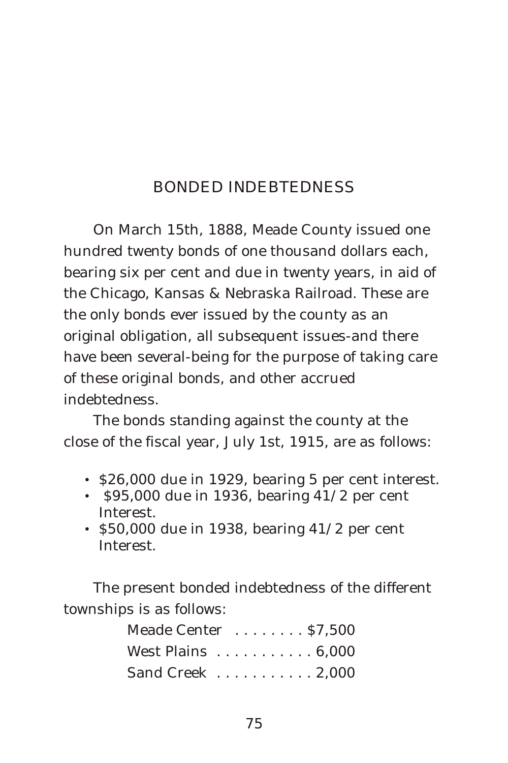## BONDED INDEBTEDNESS

On March 15th, 1888, Meade County issued one hundred twenty bonds of one thousand dollars each, bearing six per cent and due in twenty years, in aid of the Chicago, Kansas & Nebraska Railroad. These are the only bonds ever issued by the county as an original obligation, all subsequent issues-and there have been several-being for the purpose of taking care of these original bonds, and other accrued indebtedness.

The bonds standing against the county at the close of the fiscal year, July 1st, 1915, are as follows:

- $26,000 due in 1929, bearing 5 per cent interest.
- $95,000 due in 1936, bearing 41/2 per cent Interest.
- $50,000 due in 1938, bearing 41/2 per cent Interest.

The present bonded indebtedness of the different townships is as follows:

Meade Center . . . . . . . . $7,500
West Plains . . . . . . . . . . . 6,000
Sand Creek . . . . . . . . . . . 2,000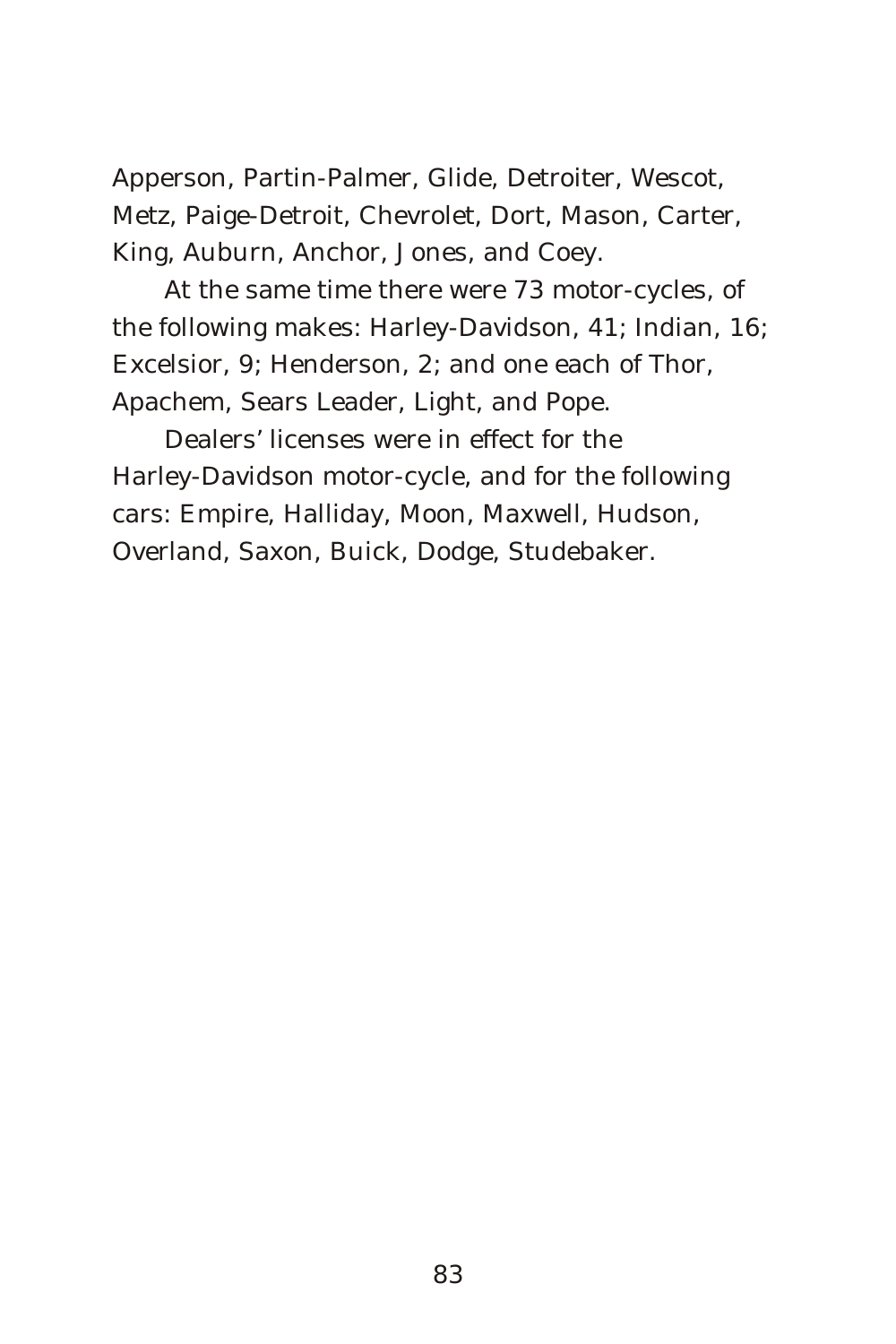Apperson, Partin-Palmer, Glide, Detroiter, Wescot, Metz, Paige-Detroit, Chevrolet, Dort, Mason, Carter, King, Auburn, Anchor, Jones, and Coey.

At the same time there were 73 motor-cycles, of the following makes: Harley-Davidson, 41; Indian, 16; Excelsior, 9; Henderson, 2; and one each of Thor, Apachem, Sears Leader, Light, and Pope.

Dealers' licenses were in effect for the Harley-Davidson motor-cycle, and for the following cars: Empire, Halliday, Moon, Maxwell, Hudson, Overland, Saxon, Buick, Dodge, Studebaker.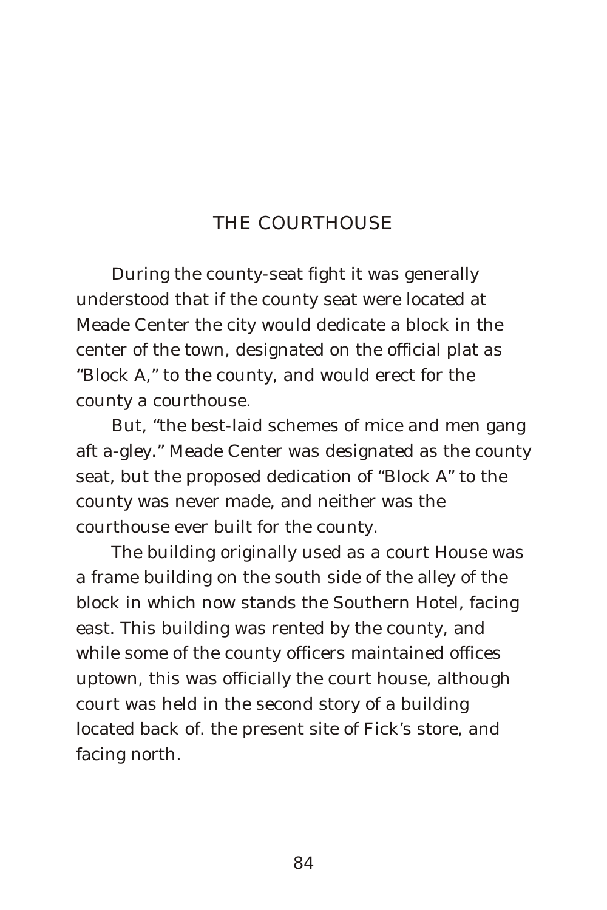## THE COURTHOUSE

During the county-seat fight it was generally understood that if the county seat were located at Meade Center the city would dedicate a block in the center of the town, designated on the official plat as "Block A," to the county, and would erect for the county a courthouse.

But, "the best-laid schemes of mice and men gang aft a-gley." Meade Center was designated as the county seat, but the proposed dedication of "Block A" to the county was never made, and neither was the courthouse ever built for the county.

The building originally used as a court House was a frame building on the south side of the alley of the block in which now stands the Southern Hotel, facing east. This building was rented by the county, and while some of the county officers maintained offices uptown, this was officially the court house, although court was held in the second story of a building located back of. the present site of Fick's store, and facing north.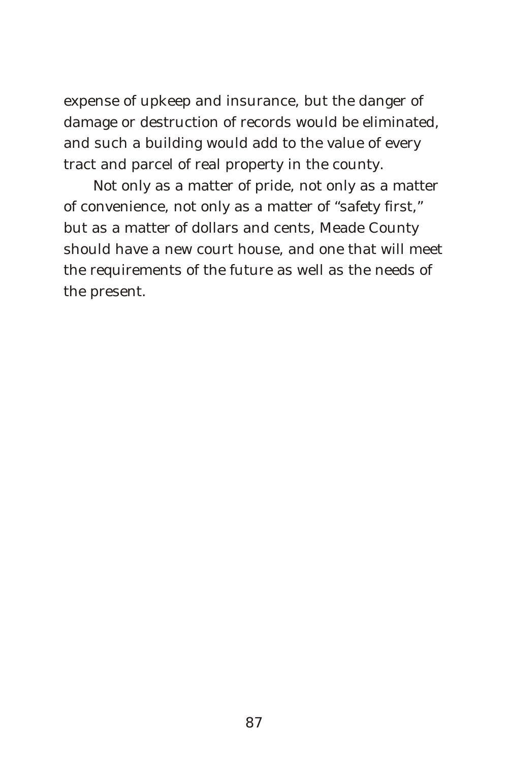expense of upkeep and insurance, but the danger of damage or destruction of records would be eliminated, and such a building would add to the value of every tract and parcel of real property in the county.

Not only as a matter of pride, not only as a matter of convenience, not only as a matter of "safety first," but as a matter of dollars and cents, Meade County should have a new court house, and one that will meet the requirements of the future as well as the needs of the present.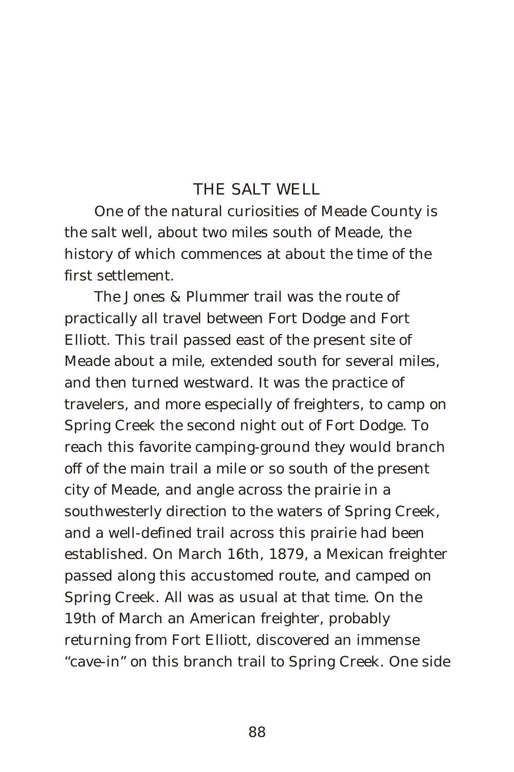## THE SALT WELL

One of the natural curiosities of Meade County is the salt well, about two miles south of Meade, the history of which commences at about the time of the first settlement.

The Jones & Plummer trail was the route of practically all travel between Fort Dodge and Fort Elliott. This trail passed east of the present site of Meade about a mile, extended south for several miles, and then turned westward. It was the practice of travelers, and more especially of freighters, to camp on Spring Creek the second night out of Fort Dodge. To reach this favorite camping-ground they would branch off of the main trail a mile or so south of the present city of Meade, and angle across the prairie in a southwesterly direction to the waters of Spring Creek, and a well-defined trail across this prairie had been established. On March 16th, 1879, a Mexican freighter passed along this accustomed route, and camped on Spring Creek. All was as usual at that time. On the 19th of March an American freighter, probably returning from Fort Elliott, discovered an immense "cave-in" on this branch trail to Spring Creek. One side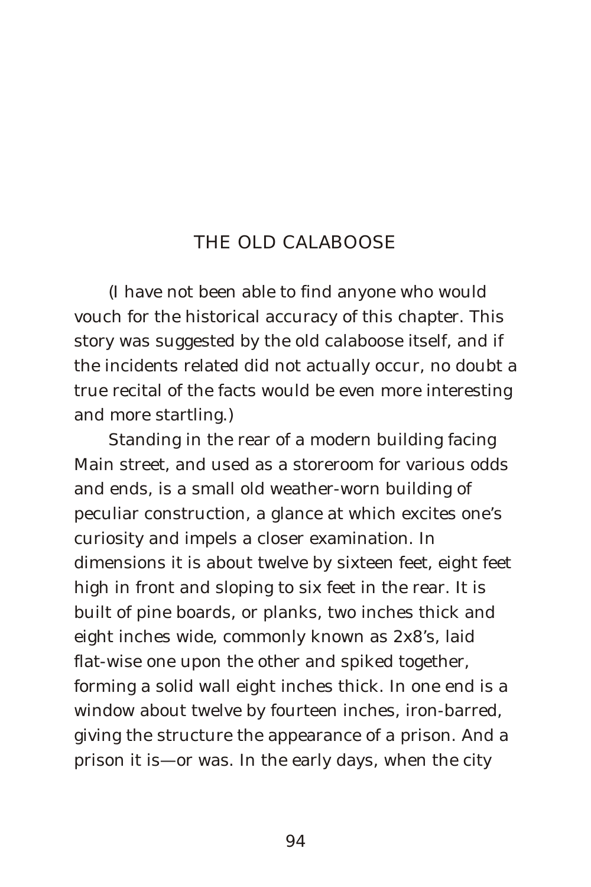# THE OLD CALABOOSE

(I have not been able to find anyone who would vouch for the historical accuracy of this chapter. This story was suggested by the old calaboose itself, and if the incidents related did not actually occur, no doubt a true recital of the facts would be even more interesting and more startling.)

Standing in the rear of a modern building facing Main street, and used as a storeroom for various odds and ends, is a small old weather-worn building of peculiar construction, a glance at which excites one's curiosity and impels a closer examination. In dimensions it is about twelve by sixteen feet, eight feet high in front and sloping to six feet in the rear. It is built of pine boards, or planks, two inches thick and eight inches wide, commonly known as 2x8's, laid flat-wise one upon the other and spiked together, forming a solid wall eight inches thick. In one end is a window about twelve by fourteen inches, iron-barred, giving the structure the appearance of a prison. And a prison it is—or was. In the early days, when the city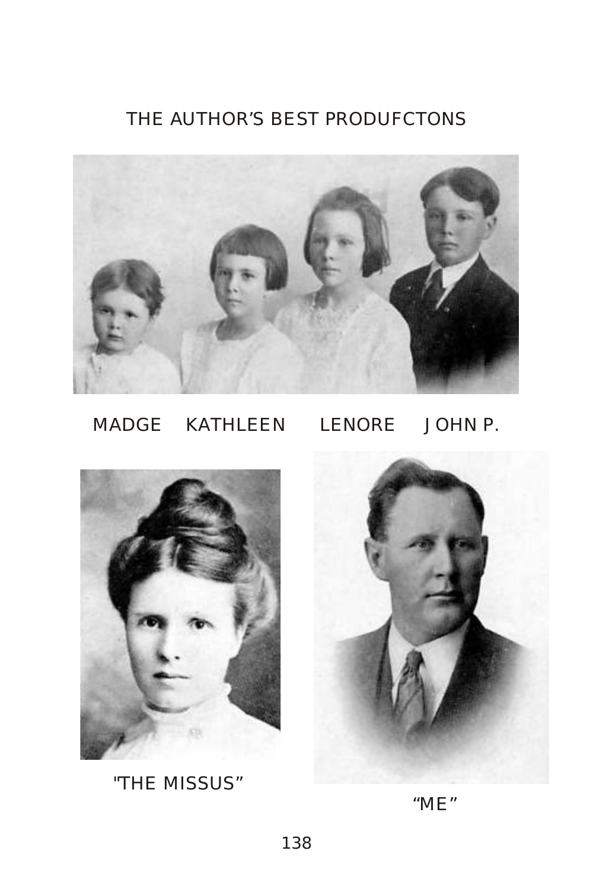THE AUTHOR'S BEST PRODUFCTONS

MADGE KATHLEEN LENORE J OHN P.

"THE MISSUS"

"ME"